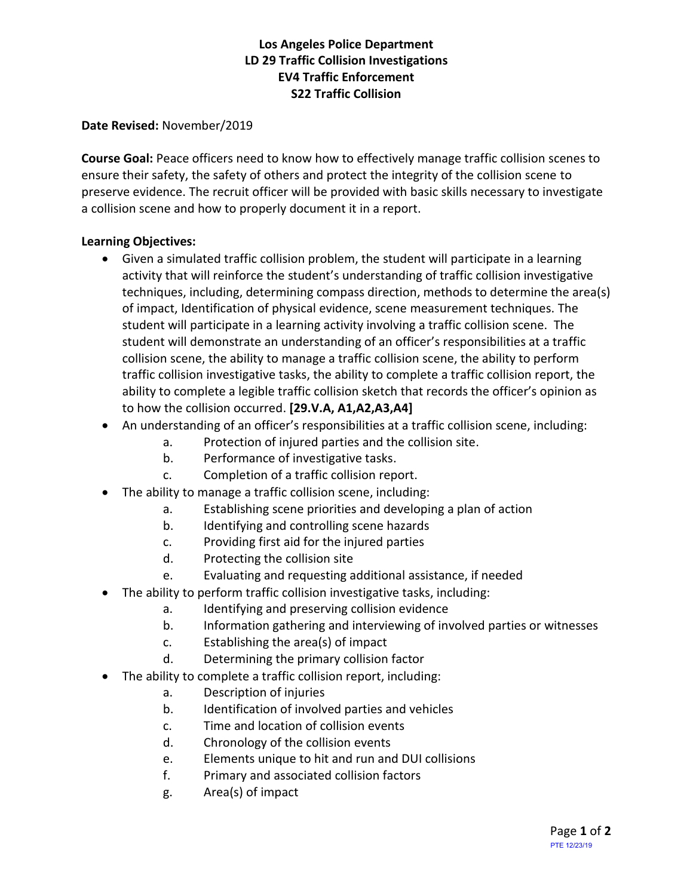**Los Angeles Police Department**
**LD 29 Traffic Collision Investigations**
**EV4 Traffic Enforcement**
**S22 Traffic Collision**

**Date Revised:** November/2019

**Course Goal:** Peace officers need to know how to effectively manage traffic collision scenes to ensure their safety, the safety of others and protect the integrity of the collision scene to preserve evidence. The recruit officer will be provided with basic skills necessary to investigate a collision scene and how to properly document it in a report.

**Learning Objectives:**

- Given a simulated traffic collision problem, the student will participate in a learning activity that will reinforce the student's understanding of traffic collision investigative techniques, including, determining compass direction, methods to determine the area(s) of impact, Identification of physical evidence, scene measurement techniques. The student will participate in a learning activity involving a traffic collision scene. The student will demonstrate an understanding of an officer's responsibilities at a traffic collision scene, the ability to manage a traffic collision scene, the ability to perform traffic collision investigative tasks, the ability to complete a traffic collision report, the ability to complete a legible traffic collision sketch that records the officer's opinion as to how the collision occurred. **[29.V.A, A1,A2,A3,A4]**
- An understanding of an officer's responsibilities at a traffic collision scene, including:
  - a. Protection of injured parties and the collision site.
  - b. Performance of investigative tasks.
  - c. Completion of a traffic collision report.
- The ability to manage a traffic collision scene, including:
  - a. Establishing scene priorities and developing a plan of action
  - b. Identifying and controlling scene hazards
  - c. Providing first aid for the injured parties
  - d. Protecting the collision site
  - e. Evaluating and requesting additional assistance, if needed
- The ability to perform traffic collision investigative tasks, including:
  - a. Identifying and preserving collision evidence
  - b. Information gathering and interviewing of involved parties or witnesses
  - c. Establishing the area(s) of impact
  - d. Determining the primary collision factor
- The ability to complete a traffic collision report, including:
  - a. Description of injuries
  - b. Identification of involved parties and vehicles
  - c. Time and location of collision events
  - d. Chronology of the collision events
  - e. Elements unique to hit and run and DUI collisions
  - f. Primary and associated collision factors
  - g. Area(s) of impact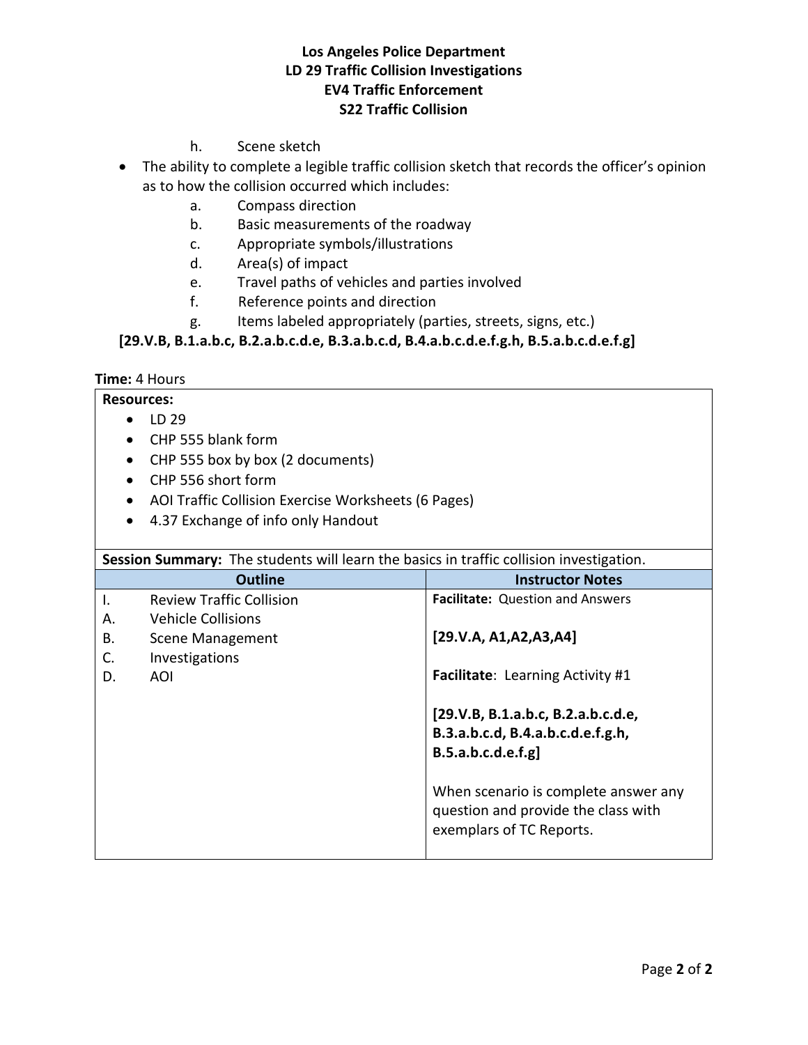h. Scene sketch

- The ability to complete a legible traffic collision sketch that records the officer's opinion as to how the collision occurred which includes:
  - a. Compass direction
  - b. Basic measurements of the roadway
  - c. Appropriate symbols/illustrations
  - d. Area(s) of impact
  - e. Travel paths of vehicles and parties involved
  - f. Reference points and direction
  - g. Items labeled appropriately (parties, streets, signs, etc.)

**[29.V.B, B.1.a.b.c, B.2.a.b.c.d.e, B.3.a.b.c.d, B.4.a.b.c.d.e.f.g.h, B.5.a.b.c.d.e.f.g]**

**Time:** 4 Hours

**Resources:**

- LD 29
- CHP 555 blank form
- CHP 555 box by box (2 documents)
- CHP 556 short form
- AOI Traffic Collision Exercise Worksheets (6 Pages)
- 4.37 Exchange of info only Handout

**Session Summary:** The students will learn the basics in traffic collision investigation.

| Outline | Instructor Notes |
|---|---|
| I. Review Traffic Collision<br>A. Vehicle Collisions<br>B. Scene Management<br>C. Investigations<br>D. AOI | **Facilitate:** Question and Answers<br><br>**[29.V.A, A1,A2,A3,A4]**<br><br>**Facilitate**: Learning Activity #1<br><br>**[29.V.B, B.1.a.b.c, B.2.a.b.c.d.e, B.3.a.b.c.d, B.4.a.b.c.d.e.f.g.h, B.5.a.b.c.d.e.f.g]**<br><br>When scenario is complete answer any question and provide the class with exemplars of TC Reports. |